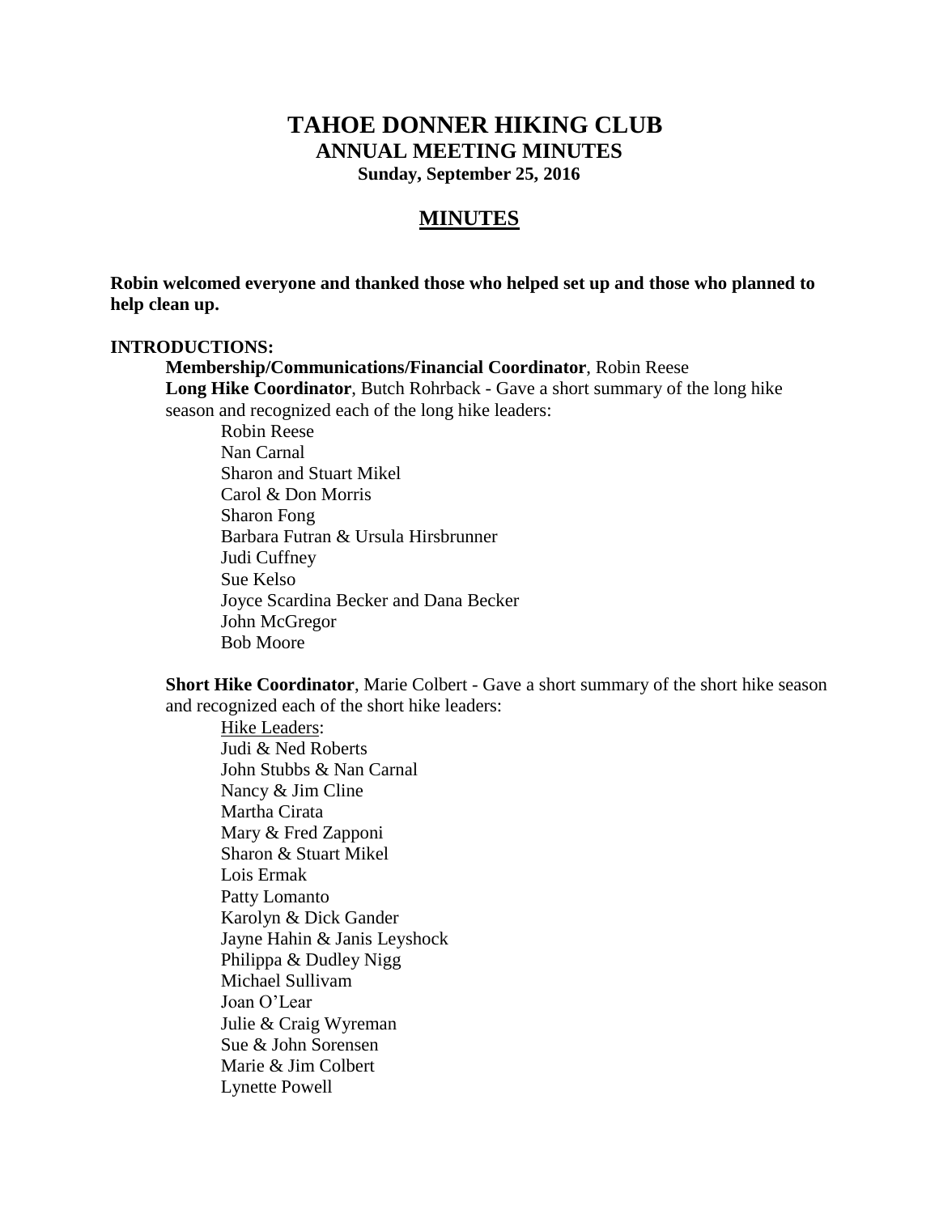# TAHOE DONNER HIKING CLUB

## ANNUAL MEETING MINUTES

**Sunday, September 25, 2016**

## MINUTES

**Robin welcomed everyone and thanked those who helped set up and those who planned to help clean up.**

**INTRODUCTIONS:**

**Membership/Communications/Financial Coordinator**, Robin Reese

**Long Hike Coordinator**, Butch Rohrback - Gave a short summary of the long hike season and recognized each of the long hike leaders:

- Robin Reese
- Nan Carnal
- Sharon and Stuart Mikel
- Carol & Don Morris
- Sharon Fong
- Barbara Futran & Ursula Hirsbrunner
- Judi Cuffney
- Sue Kelso
- Joyce Scardina Becker and Dana Becker
- John McGregor
- Bob Moore

**Short Hike Coordinator**, Marie Colbert - Gave a short summary of the short hike season and recognized each of the short hike leaders:

Hike Leaders:

- Judi & Ned Roberts
- John Stubbs & Nan Carnal
- Nancy & Jim Cline
- Martha Cirata
- Mary & Fred Zapponi
- Sharon & Stuart Mikel
- Lois Ermak
- Patty Lomanto
- Karolyn & Dick Gander
- Jayne Hahin & Janis Leyshock
- Philippa & Dudley Nigg
- Michael Sullivam
- Joan O'Lear
- Julie & Craig Wyreman
- Sue & John Sorensen
- Marie & Jim Colbert
- Lynette Powell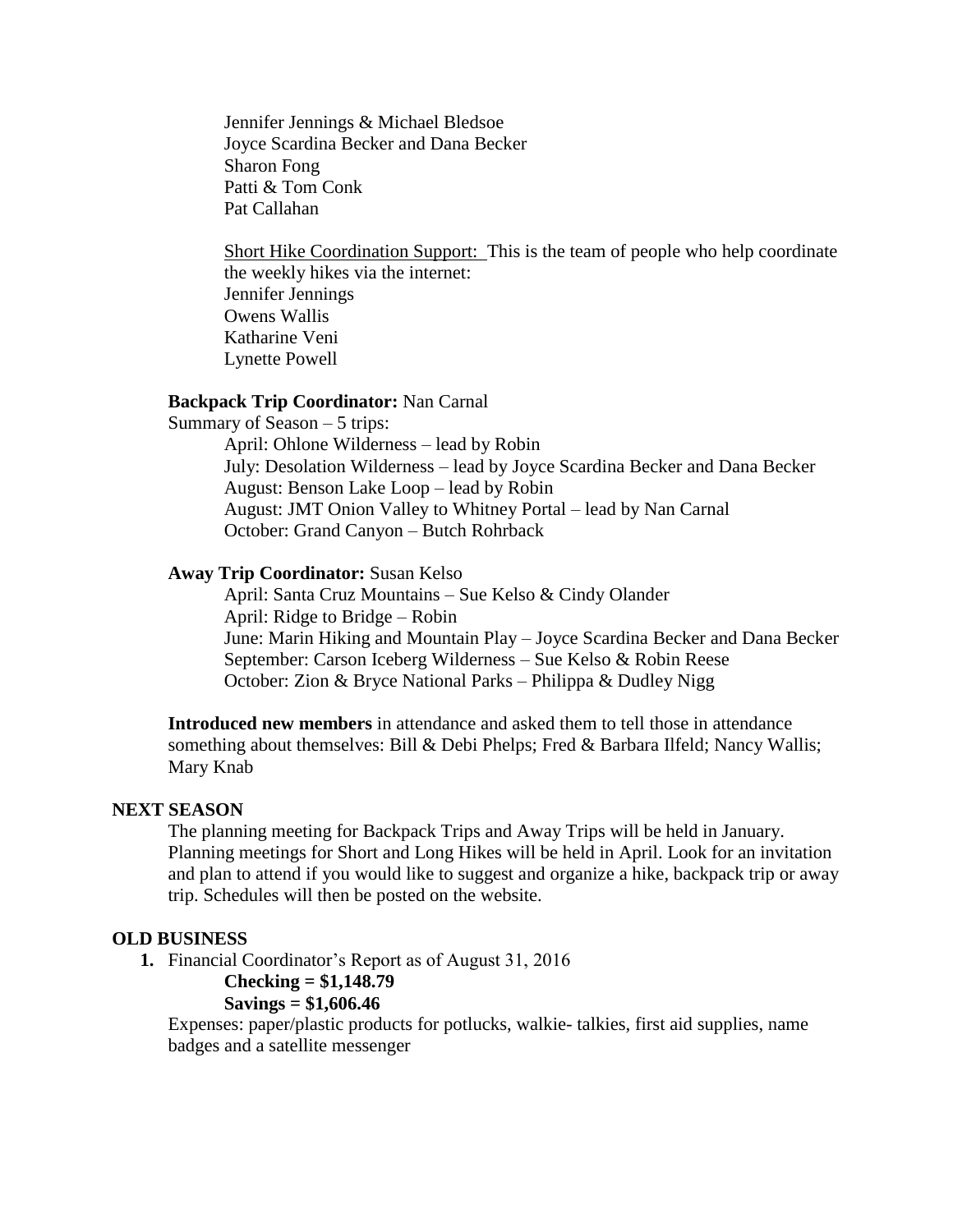Jennifer Jennings & Michael Bledsoe
Joyce Scardina Becker and Dana Becker
Sharon Fong
Patti & Tom Conk
Pat Callahan

Short Hike Coordination Support: This is the team of people who help coordinate the weekly hikes via the internet:
Jennifer Jennings
Owens Wallis
Katharine Veni
Lynette Powell

**Backpack Trip Coordinator:** Nan Carnal

Summary of Season – 5 trips:

- April: Ohlone Wilderness – lead by Robin
- July: Desolation Wilderness – lead by Joyce Scardina Becker and Dana Becker
- August: Benson Lake Loop – lead by Robin
- August: JMT Onion Valley to Whitney Portal – lead by Nan Carnal
- October: Grand Canyon – Butch Rohrback

**Away Trip Coordinator:** Susan Kelso

- April: Santa Cruz Mountains – Sue Kelso & Cindy Olander
- April: Ridge to Bridge – Robin
- June: Marin Hiking and Mountain Play – Joyce Scardina Becker and Dana Becker
- September: Carson Iceberg Wilderness – Sue Kelso & Robin Reese
- October: Zion & Bryce National Parks – Philippa & Dudley Nigg

**Introduced new members** in attendance and asked them to tell those in attendance something about themselves: Bill & Debi Phelps; Fred & Barbara Ilfeld; Nancy Wallis; Mary Knab

## NEXT SEASON

The planning meeting for Backpack Trips and Away Trips will be held in January. Planning meetings for Short and Long Hikes will be held in April. Look for an invitation and plan to attend if you would like to suggest and organize a hike, backpack trip or away trip. Schedules will then be posted on the website.

## OLD BUSINESS

1. Financial Coordinator's Report as of August 31, 2016

   **Checking = $1,148.79**

   **Savings = $1,606.46**

   Expenses: paper/plastic products for potlucks, walkie- talkies, first aid supplies, name badges and a satellite messenger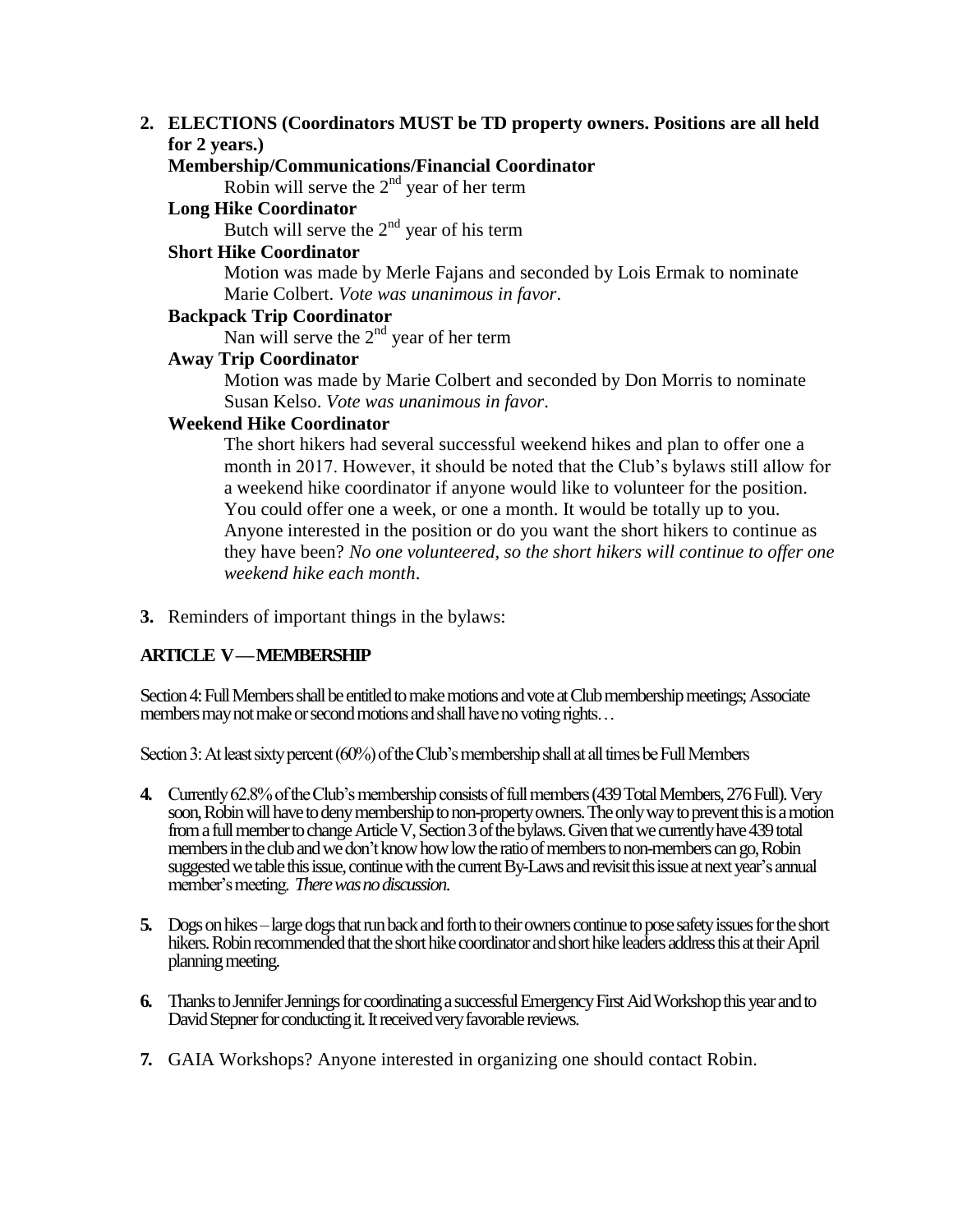2. **ELECTIONS (Coordinators MUST be TD property owners. Positions are all held for 2 years.)**

   **Membership/Communications/Financial Coordinator**

   Robin will serve the 2nd year of her term

   **Long Hike Coordinator**

   Butch will serve the 2nd year of his term

   **Short Hike Coordinator**

   Motion was made by Merle Fajans and seconded by Lois Ermak to nominate Marie Colbert. *Vote was unanimous in favor*.

   **Backpack Trip Coordinator**

   Nan will serve the 2nd year of her term

   **Away Trip Coordinator**

   Motion was made by Marie Colbert and seconded by Don Morris to nominate Susan Kelso. *Vote was unanimous in favor*.

   **Weekend Hike Coordinator**

   The short hikers had several successful weekend hikes and plan to offer one a month in 2017. However, it should be noted that the Club's bylaws still allow for a weekend hike coordinator if anyone would like to volunteer for the position. You could offer one a week, or one a month. It would be totally up to you. Anyone interested in the position or do you want the short hikers to continue as they have been? *No one volunteered, so the short hikers will continue to offer one weekend hike each month*.

3. Reminders of important things in the bylaws:

**ARTICLE V — MEMBERSHIP**

Section 4: Full Members shall be entitled to make motions and vote at Club membership meetings; Associate members may not make or second motions and shall have no voting rights…

Section 3: At least sixty percent (60%) of the Club's membership shall at all times be Full Members

4. Currently 62.8% of the Club's membership consists of full members (439 Total Members, 276 Full). Very soon, Robin will have to deny membership to non-property owners. The only way to prevent this is a motion from a full member to change Article V, Section 3 of the bylaws. Given that we currently have 439 total members in the club and we don't know how low the ratio of members to non-members can go, Robin suggested we table this issue, continue with the current By-Laws and revisit this issue at next year's annual member's meeting. *There was no discussion.*

5. Dogs on hikes – large dogs that run back and forth to their owners continue to pose safety issues for the short hikers. Robin recommended that the short hike coordinator and short hike leaders address this at their April planning meeting.

6. Thanks to Jennifer Jennings for coordinating a successful Emergency First Aid Workshop this year and to David Stepner for conducting it. It received very favorable reviews.

7. GAIA Workshops? Anyone interested in organizing one should contact Robin.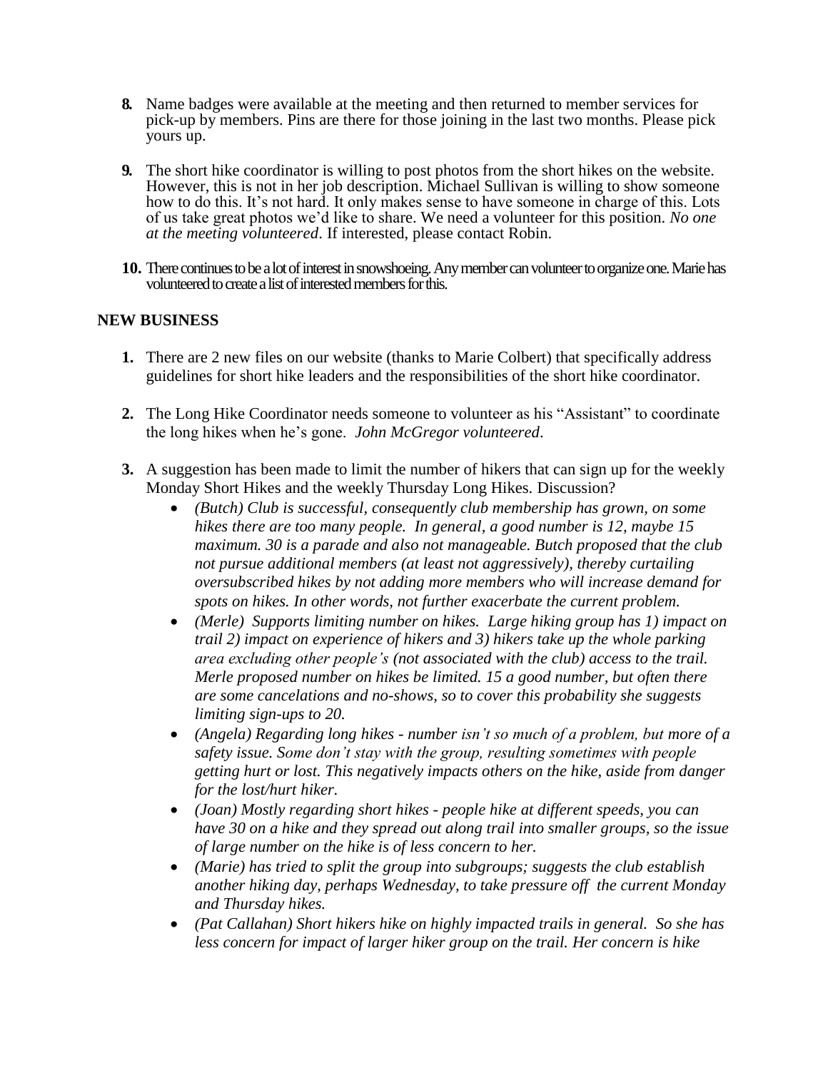8. Name badges were available at the meeting and then returned to member services for pick-up by members. Pins are there for those joining in the last two months. Please pick yours up.

9. The short hike coordinator is willing to post photos from the short hikes on the website. However, this is not in her job description. Michael Sullivan is willing to show someone how to do this. It's not hard. It only makes sense to have someone in charge of this. Lots of us take great photos we'd like to share. We need a volunteer for this position. *No one at the meeting volunteered*. If interested, please contact Robin.

10. There continues to be a lot of interest in snowshoeing. Any member can volunteer to organize one. Marie has volunteered to create a list of interested members for this.

**NEW BUSINESS**

1. There are 2 new files on our website (thanks to Marie Colbert) that specifically address guidelines for short hike leaders and the responsibilities of the short hike coordinator.

2. The Long Hike Coordinator needs someone to volunteer as his "Assistant" to coordinate the long hikes when he's gone. *John McGregor volunteered*.

3. A suggestion has been made to limit the number of hikers that can sign up for the weekly Monday Short Hikes and the weekly Thursday Long Hikes. Discussion?
   - *(Butch) Club is successful, consequently club membership has grown, on some hikes there are too many people. In general, a good number is 12, maybe 15 maximum. 30 is a parade and also not manageable. Butch proposed that the club not pursue additional members (at least not aggressively), thereby curtailing oversubscribed hikes by not adding more members who will increase demand for spots on hikes. In other words, not further exacerbate the current problem.*
   - *(Merle) Supports limiting number on hikes. Large hiking group has 1) impact on trail 2) impact on experience of hikers and 3) hikers take up the whole parking area excluding other people's (not associated with the club) access to the trail. Merle proposed number on hikes be limited. 15 a good number, but often there are some cancelations and no-shows, so to cover this probability she suggests limiting sign-ups to 20.*
   - *(Angela) Regarding long hikes - number isn't so much of a problem, but more of a safety issue. Some don't stay with the group, resulting sometimes with people getting hurt or lost. This negatively impacts others on the hike, aside from danger for the lost/hurt hiker.*
   - *(Joan) Mostly regarding short hikes - people hike at different speeds, you can have 30 on a hike and they spread out along trail into smaller groups, so the issue of large number on the hike is of less concern to her.*
   - *(Marie) has tried to split the group into subgroups; suggests the club establish another hiking day, perhaps Wednesday, to take pressure off the current Monday and Thursday hikes.*
   - *(Pat Callahan) Short hikers hike on highly impacted trails in general. So she has less concern for impact of larger hiker group on the trail. Her concern is hike*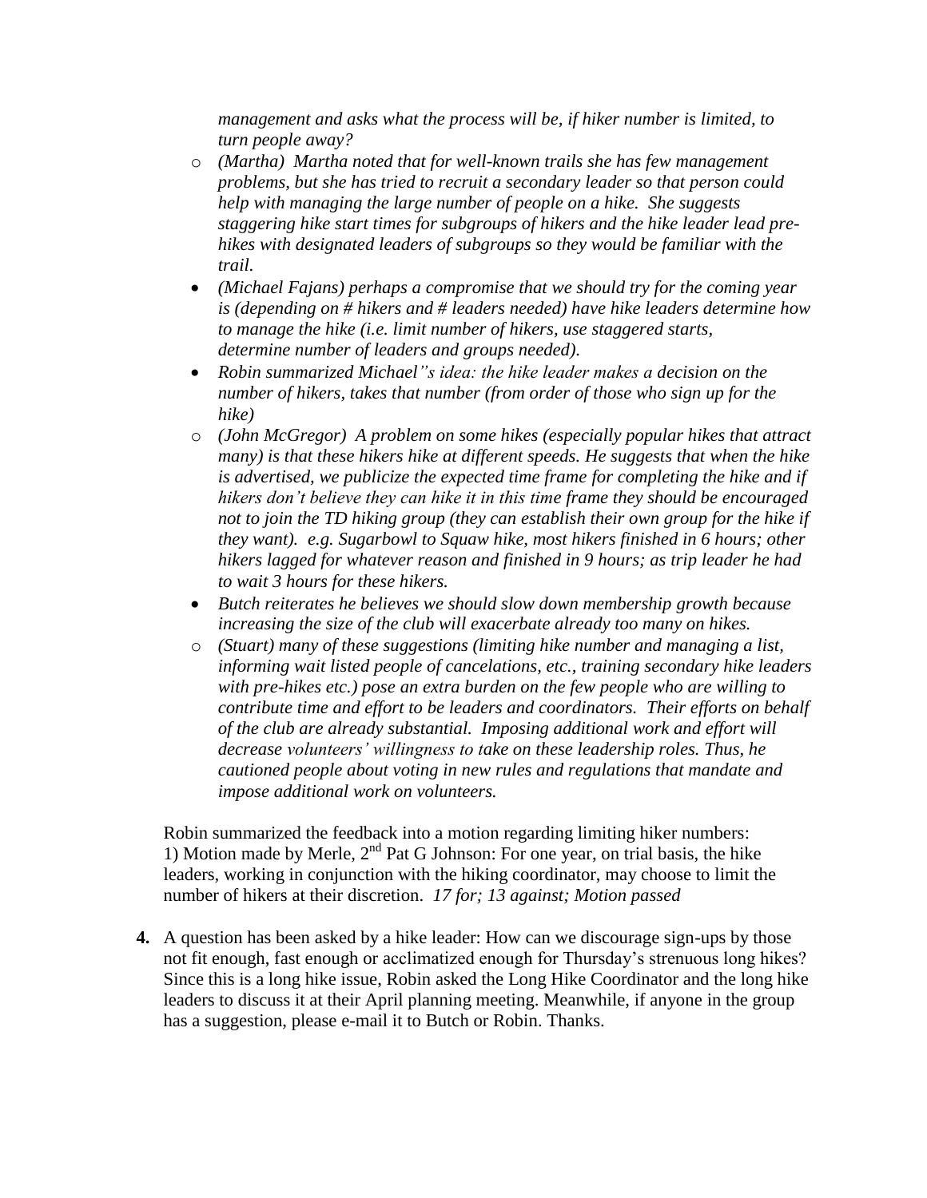*management and asks what the process will be, if hiker number is limited, to turn people away?*

- *(Martha) Martha noted that for well-known trails she has few management problems, but she has tried to recruit a secondary leader so that person could help with managing the large number of people on a hike. She suggests staggering hike start times for subgroups of hikers and the hike leader lead pre-hikes with designated leaders of subgroups so they would be familiar with the trail.*
- *(Michael Fajans) perhaps a compromise that we should try for the coming year is (depending on # hikers and # leaders needed) have hike leaders determine how to manage the hike (i.e. limit number of hikers, use staggered starts, determine number of leaders and groups needed).*
- *Robin summarized Michael"s idea: the hike leader makes a decision on the number of hikers, takes that number (from order of those who sign up for the hike)*
- *(John McGregor) A problem on some hikes (especially popular hikes that attract many) is that these hikers hike at different speeds. He suggests that when the hike is advertised, we publicize the expected time frame for completing the hike and if hikers don't believe they can hike it in this time frame they should be encouraged not to join the TD hiking group (they can establish their own group for the hike if they want). e.g. Sugarbowl to Squaw hike, most hikers finished in 6 hours; other hikers lagged for whatever reason and finished in 9 hours; as trip leader he had to wait 3 hours for these hikers.*
- *Butch reiterates he believes we should slow down membership growth because increasing the size of the club will exacerbate already too many on hikes.*
- *(Stuart) many of these suggestions (limiting hike number and managing a list, informing wait listed people of cancelations, etc., training secondary hike leaders with pre-hikes etc.) pose an extra burden on the few people who are willing to contribute time and effort to be leaders and coordinators. Their efforts on behalf of the club are already substantial. Imposing additional work and effort will decrease volunteers' willingness to take on these leadership roles. Thus, he cautioned people about voting in new rules and regulations that mandate and impose additional work on volunteers.*

Robin summarized the feedback into a motion regarding limiting hiker numbers:
1) Motion made by Merle, 2nd Pat G Johnson: For one year, on trial basis, the hike leaders, working in conjunction with the hiking coordinator, may choose to limit the number of hikers at their discretion. *17 for; 13 against; Motion passed*

**4.** A question has been asked by a hike leader: How can we discourage sign-ups by those not fit enough, fast enough or acclimatized enough for Thursday's strenuous long hikes? Since this is a long hike issue, Robin asked the Long Hike Coordinator and the long hike leaders to discuss it at their April planning meeting. Meanwhile, if anyone in the group has a suggestion, please e-mail it to Butch or Robin. Thanks.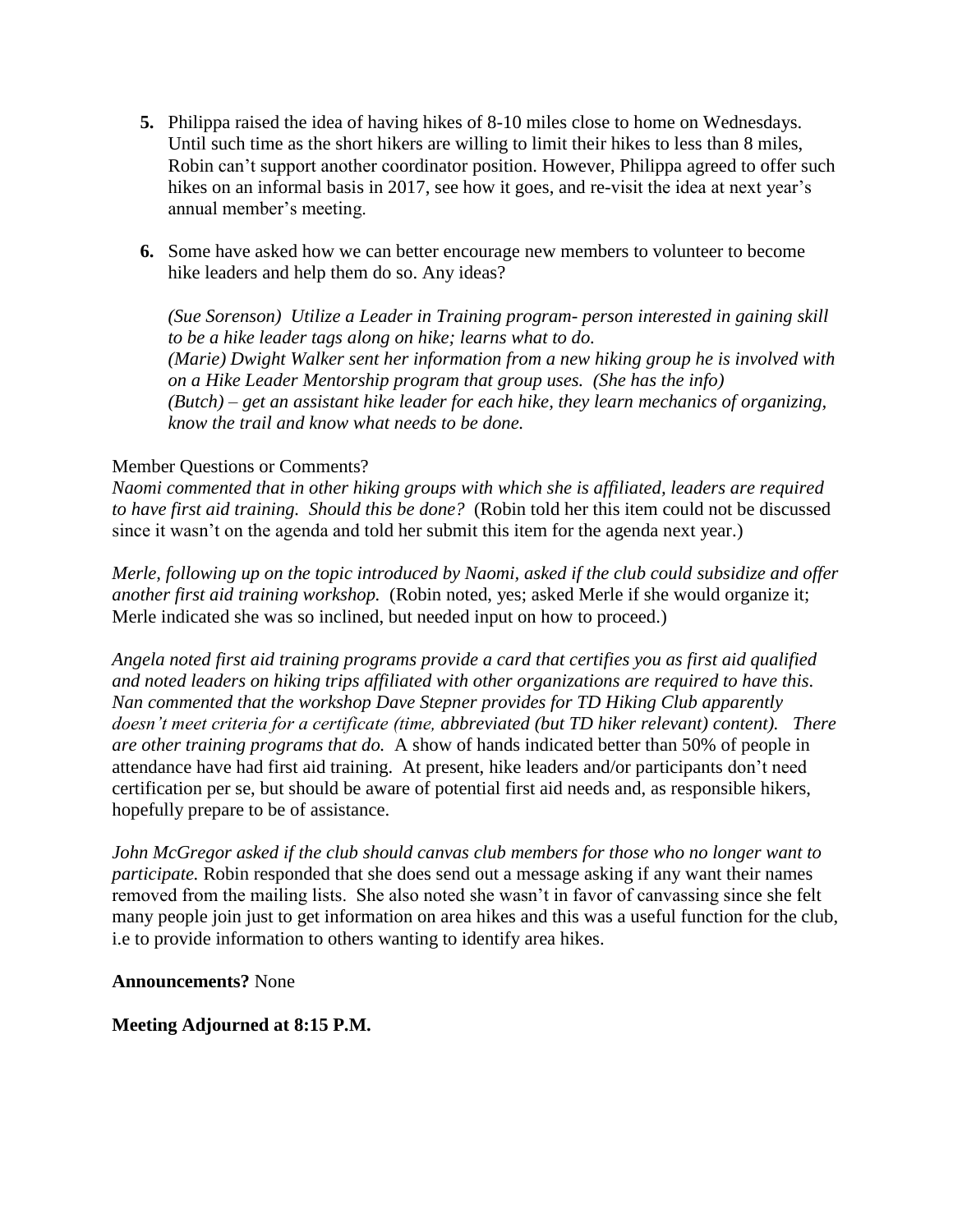5. Philippa raised the idea of having hikes of 8-10 miles close to home on Wednesdays. Until such time as the short hikers are willing to limit their hikes to less than 8 miles, Robin can't support another coordinator position. However, Philippa agreed to offer such hikes on an informal basis in 2017, see how it goes, and re-visit the idea at next year's annual member's meeting.

6. Some have asked how we can better encourage new members to volunteer to become hike leaders and help them do so. Any ideas?

   *(Sue Sorenson) Utilize a Leader in Training program- person interested in gaining skill to be a hike leader tags along on hike; learns what to do.*
   *(Marie) Dwight Walker sent her information from a new hiking group he is involved with on a Hike Leader Mentorship program that group uses. (She has the info)*
   *(Butch) – get an assistant hike leader for each hike, they learn mechanics of organizing, know the trail and know what needs to be done.*

Member Questions or Comments?

*Naomi commented that in other hiking groups with which she is affiliated, leaders are required to have first aid training. Should this be done?* (Robin told her this item could not be discussed since it wasn't on the agenda and told her submit this item for the agenda next year.)

*Merle, following up on the topic introduced by Naomi, asked if the club could subsidize and offer another first aid training workshop.* (Robin noted, yes; asked Merle if she would organize it; Merle indicated she was so inclined, but needed input on how to proceed.)

*Angela noted first aid training programs provide a card that certifies you as first aid qualified and noted leaders on hiking trips affiliated with other organizations are required to have this. Nan commented that the workshop Dave Stepner provides for TD Hiking Club apparently doesn't meet criteria for a certificate (time, abbreviated (but TD hiker relevant) content). There are other training programs that do.* A show of hands indicated better than 50% of people in attendance have had first aid training. At present, hike leaders and/or participants don't need certification per se, but should be aware of potential first aid needs and, as responsible hikers, hopefully prepare to be of assistance.

*John McGregor asked if the club should canvas club members for those who no longer want to participate.* Robin responded that she does send out a message asking if any want their names removed from the mailing lists. She also noted she wasn't in favor of canvassing since she felt many people join just to get information on area hikes and this was a useful function for the club, i.e to provide information to others wanting to identify area hikes.

**Announcements?** None

**Meeting Adjourned at 8:15 P.M.**